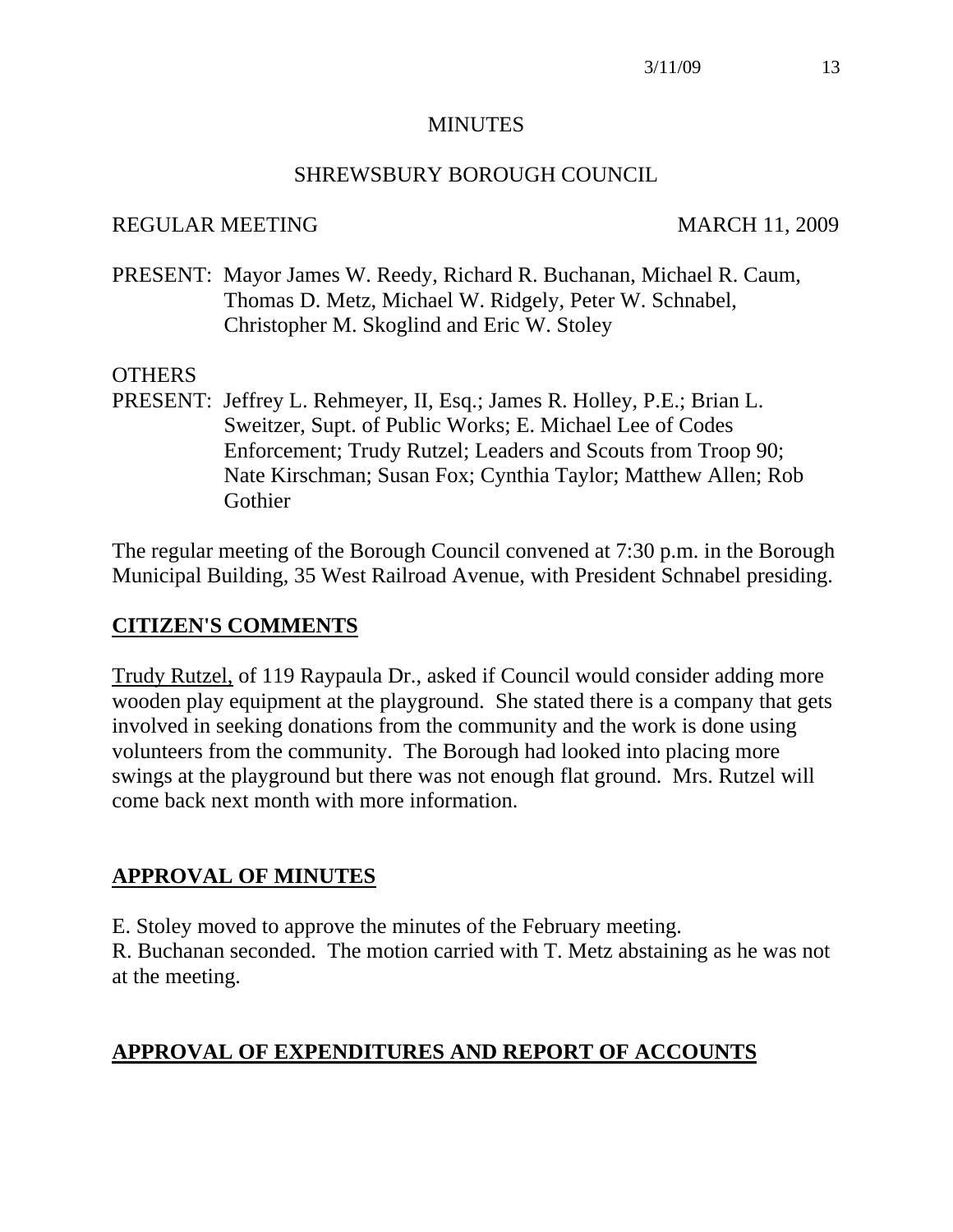MINUTES

SHREWSBURY BOROUGH COUNCIL

REGULAR MEETING MARCH 11, 2009

PRESENT: Mayor James W. Reedy, Richard R. Buchanan, Michael R. Caum, Thomas D. Metz, Michael W. Ridgely, Peter W. Schnabel, Christopher M. Skoglind and Eric W. Stoley

OTHERS PRESENT: Jeffrey L. Rehmeyer, II, Esq.; James R. Holley, P.E.; Brian L. Sweitzer, Supt. of Public Works; E. Michael Lee of Codes Enforcement; Trudy Rutzel; Leaders and Scouts from Troop 90; Nate Kirschman; Susan Fox; Cynthia Taylor; Matthew Allen; Rob Gothier

The regular meeting of the Borough Council convened at 7:30 p.m. in the Borough Municipal Building, 35 West Railroad Avenue, with President Schnabel presiding.

## CITIZEN'S COMMENTS

Trudy Rutzel, of 119 Raypaula Dr., asked if Council would consider adding more wooden play equipment at the playground. She stated there is a company that gets involved in seeking donations from the community and the work is done using volunteers from the community. The Borough had looked into placing more swings at the playground but there was not enough flat ground. Mrs. Rutzel will come back next month with more information.

## APPROVAL OF MINUTES

E. Stoley moved to approve the minutes of the February meeting.
R. Buchanan seconded. The motion carried with T. Metz abstaining as he was not at the meeting.

## APPROVAL OF EXPENDITURES AND REPORT OF ACCOUNTS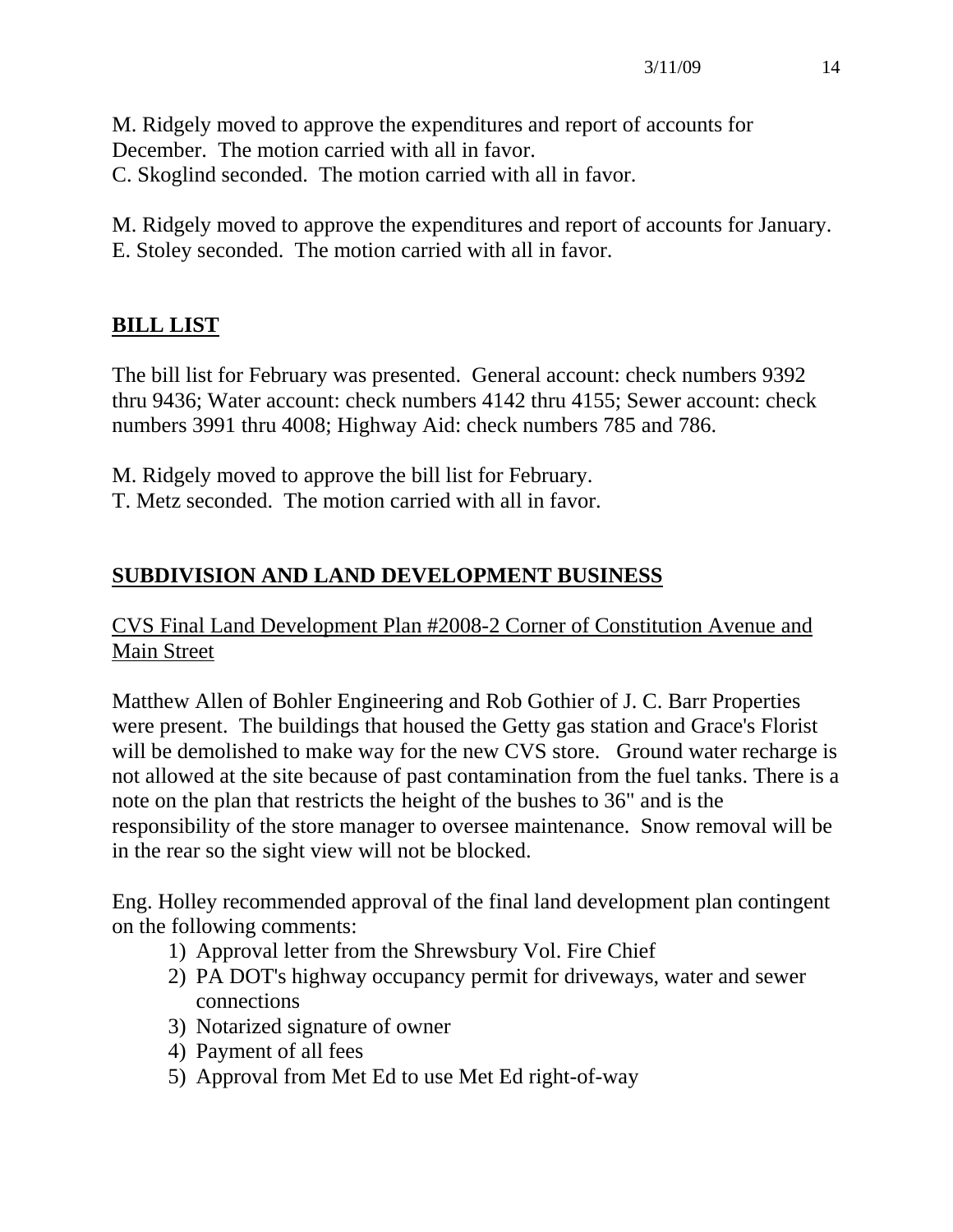M. Ridgely moved to approve the expenditures and report of accounts for December. The motion carried with all in favor.
C. Skoglind seconded. The motion carried with all in favor.

M. Ridgely moved to approve the expenditures and report of accounts for January.
E. Stoley seconded. The motion carried with all in favor.

## BILL LIST

The bill list for February was presented. General account: check numbers 9392 thru 9436; Water account: check numbers 4142 thru 4155; Sewer account: check numbers 3991 thru 4008; Highway Aid: check numbers 785 and 786.

M. Ridgely moved to approve the bill list for February.
T. Metz seconded. The motion carried with all in favor.

## SUBDIVISION AND LAND DEVELOPMENT BUSINESS

CVS Final Land Development Plan #2008-2 Corner of Constitution Avenue and Main Street

Matthew Allen of Bohler Engineering and Rob Gothier of J. C. Barr Properties were present. The buildings that housed the Getty gas station and Grace's Florist will be demolished to make way for the new CVS store. Ground water recharge is not allowed at the site because of past contamination from the fuel tanks. There is a note on the plan that restricts the height of the bushes to 36" and is the responsibility of the store manager to oversee maintenance. Snow removal will be in the rear so the sight view will not be blocked.

Eng. Holley recommended approval of the final land development plan contingent on the following comments:

1) Approval letter from the Shrewsbury Vol. Fire Chief
2) PA DOT's highway occupancy permit for driveways, water and sewer connections
3) Notarized signature of owner
4) Payment of all fees
5) Approval from Met Ed to use Met Ed right-of-way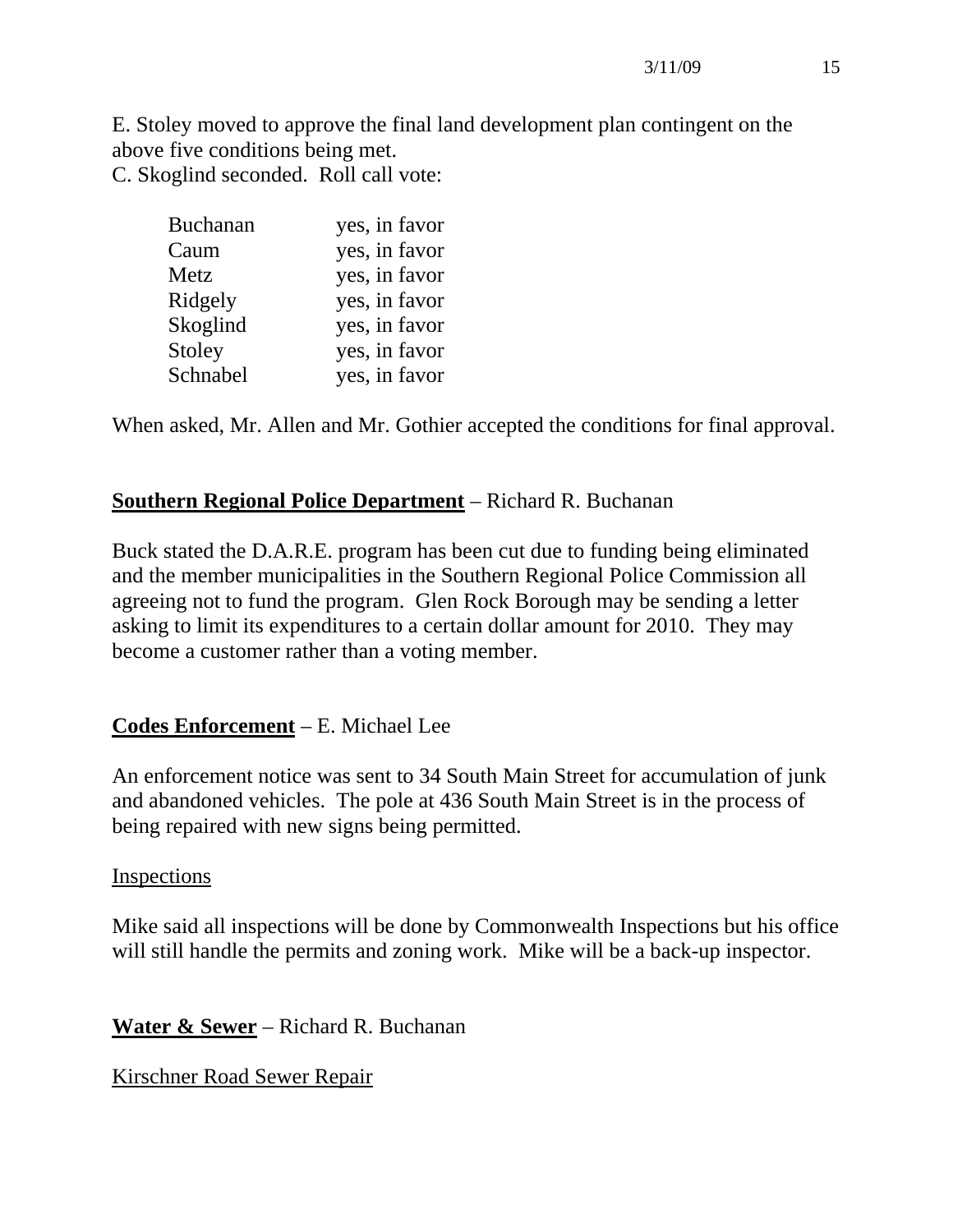E. Stoley moved to approve the final land development plan contingent on the above five conditions being met.
C. Skoglind seconded. Roll call vote:

| | |
|---|---|
| Buchanan | yes, in favor |
| Caum | yes, in favor |
| Metz | yes, in favor |
| Ridgely | yes, in favor |
| Skoglind | yes, in favor |
| Stoley | yes, in favor |
| Schnabel | yes, in favor |

When asked, Mr. Allen and Mr. Gothier accepted the conditions for final approval.

**Southern Regional Police Department** – Richard R. Buchanan

Buck stated the D.A.R.E. program has been cut due to funding being eliminated and the member municipalities in the Southern Regional Police Commission all agreeing not to fund the program. Glen Rock Borough may be sending a letter asking to limit its expenditures to a certain dollar amount for 2010. They may become a customer rather than a voting member.

**Codes Enforcement** – E. Michael Lee

An enforcement notice was sent to 34 South Main Street for accumulation of junk and abandoned vehicles. The pole at 436 South Main Street is in the process of being repaired with new signs being permitted.

Inspections

Mike said all inspections will be done by Commonwealth Inspections but his office will still handle the permits and zoning work. Mike will be a back-up inspector.

**Water & Sewer** – Richard R. Buchanan

Kirschner Road Sewer Repair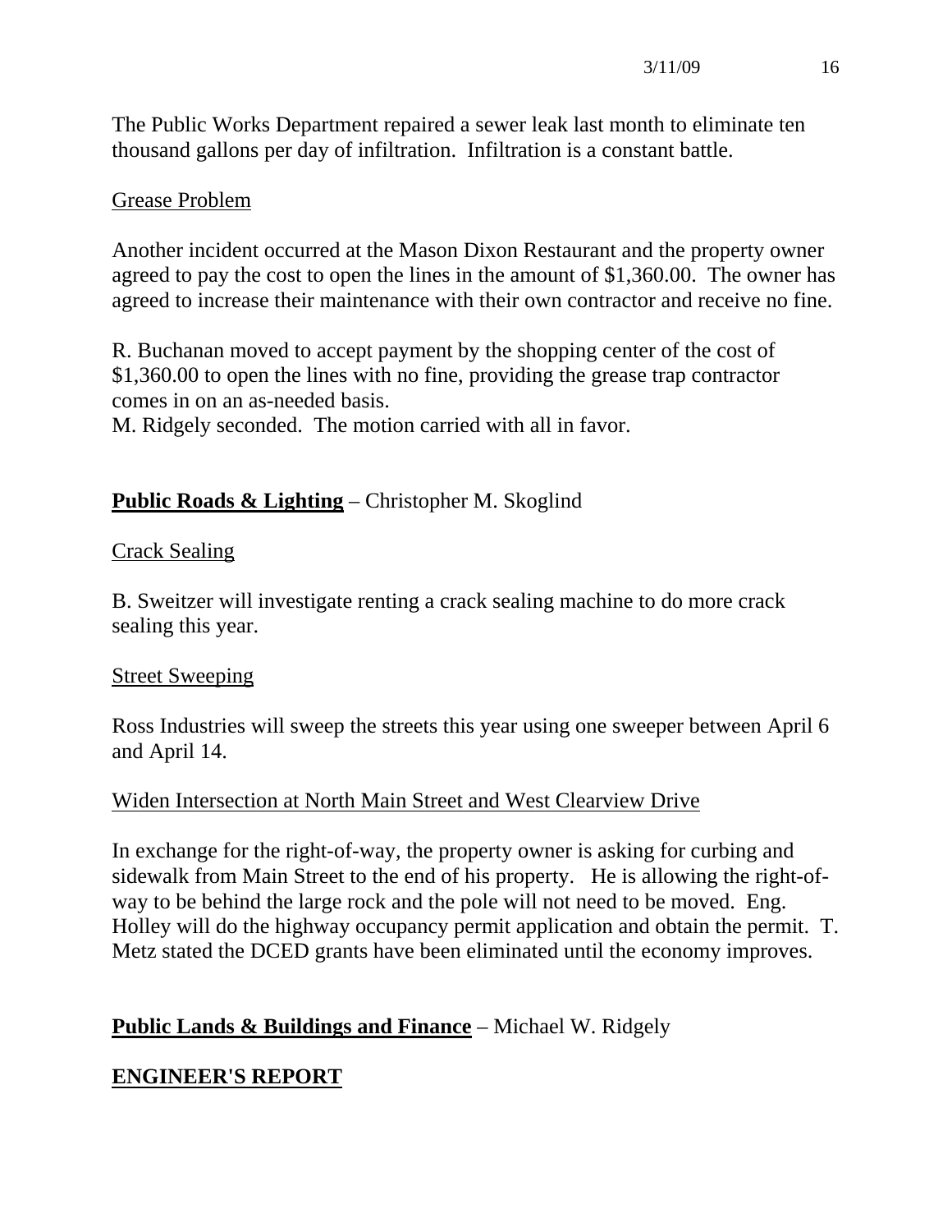The Public Works Department repaired a sewer leak last month to eliminate ten thousand gallons per day of infiltration. Infiltration is a constant battle.

Grease Problem

Another incident occurred at the Mason Dixon Restaurant and the property owner agreed to pay the cost to open the lines in the amount of $1,360.00. The owner has agreed to increase their maintenance with their own contractor and receive no fine.

R. Buchanan moved to accept payment by the shopping center of the cost of $1,360.00 to open the lines with no fine, providing the grease trap contractor comes in on an as-needed basis.
M. Ridgely seconded. The motion carried with all in favor.

**Public Roads & Lighting** – Christopher M. Skoglind

Crack Sealing

B. Sweitzer will investigate renting a crack sealing machine to do more crack sealing this year.

Street Sweeping

Ross Industries will sweep the streets this year using one sweeper between April 6 and April 14.

Widen Intersection at North Main Street and West Clearview Drive

In exchange for the right-of-way, the property owner is asking for curbing and sidewalk from Main Street to the end of his property. He is allowing the right-of-way to be behind the large rock and the pole will not need to be moved. Eng. Holley will do the highway occupancy permit application and obtain the permit. T. Metz stated the DCED grants have been eliminated until the economy improves.

**Public Lands & Buildings and Finance** – Michael W. Ridgely

**ENGINEER'S REPORT**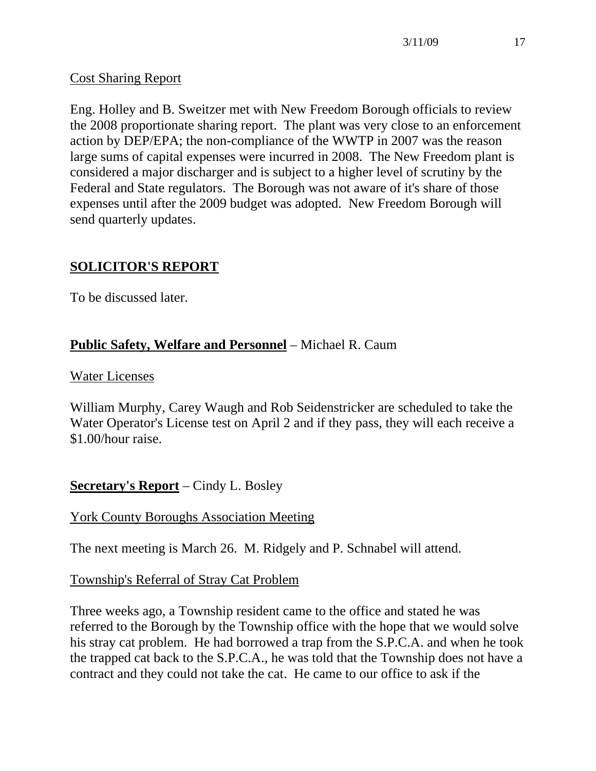Cost Sharing Report

Eng. Holley and B. Sweitzer met with New Freedom Borough officials to review the 2008 proportionate sharing report. The plant was very close to an enforcement action by DEP/EPA; the non-compliance of the WWTP in 2007 was the reason large sums of capital expenses were incurred in 2008. The New Freedom plant is considered a major discharger and is subject to a higher level of scrutiny by the Federal and State regulators. The Borough was not aware of it's share of those expenses until after the 2009 budget was adopted. New Freedom Borough will send quarterly updates.

## SOLICITOR'S REPORT

To be discussed later.

**Public Safety, Welfare and Personnel** – Michael R. Caum

Water Licenses

William Murphy, Carey Waugh and Rob Seidenstricker are scheduled to take the Water Operator's License test on April 2 and if they pass, they will each receive a $1.00/hour raise.

**Secretary's Report** – Cindy L. Bosley

York County Boroughs Association Meeting

The next meeting is March 26. M. Ridgely and P. Schnabel will attend.

Township's Referral of Stray Cat Problem

Three weeks ago, a Township resident came to the office and stated he was referred to the Borough by the Township office with the hope that we would solve his stray cat problem. He had borrowed a trap from the S.P.C.A. and when he took the trapped cat back to the S.P.C.A., he was told that the Township does not have a contract and they could not take the cat. He came to our office to ask if the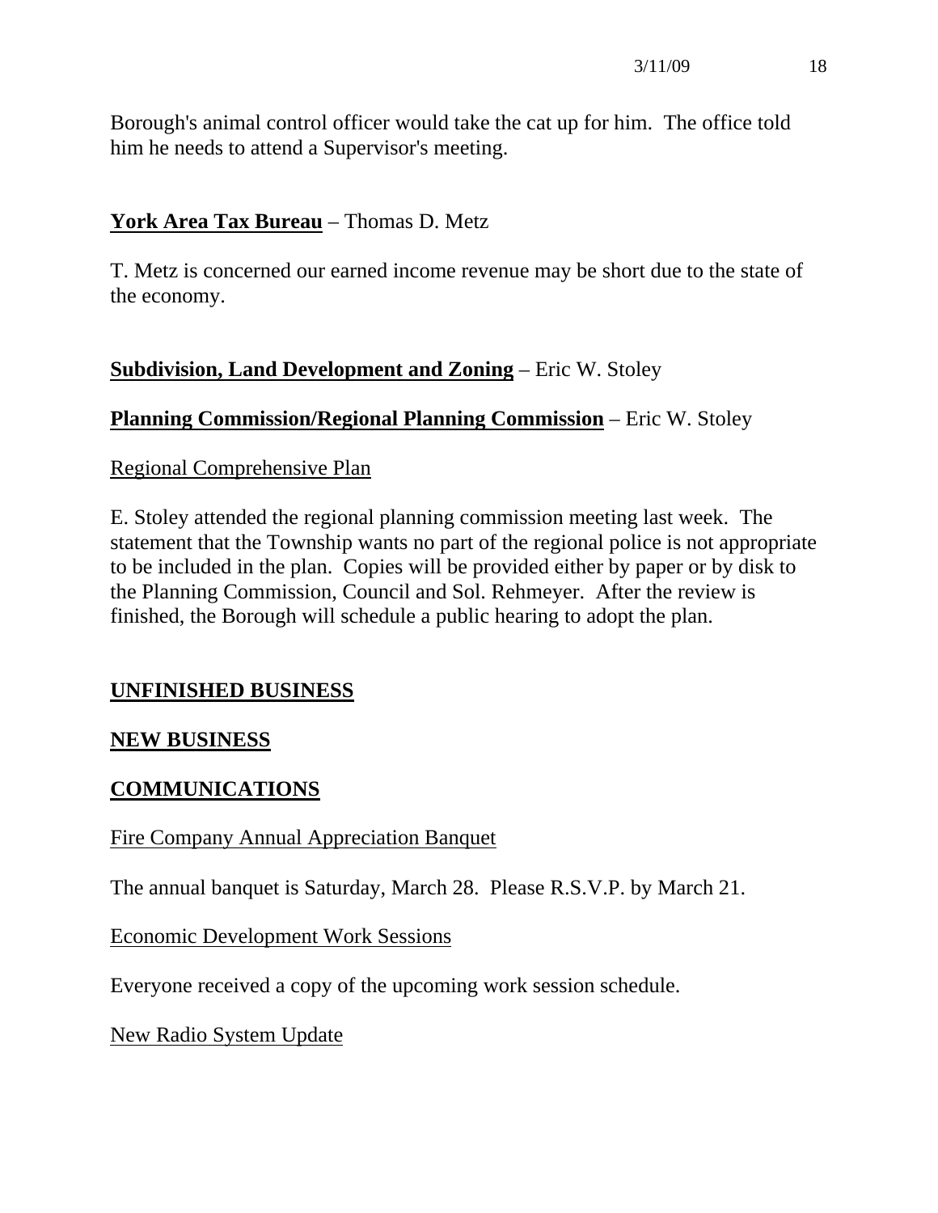Borough's animal control officer would take the cat up for him. The office told him he needs to attend a Supervisor's meeting.

**York Area Tax Bureau** – Thomas D. Metz

T. Metz is concerned our earned income revenue may be short due to the state of the economy.

**Subdivision, Land Development and Zoning** – Eric W. Stoley

**Planning Commission/Regional Planning Commission** – Eric W. Stoley

Regional Comprehensive Plan

E. Stoley attended the regional planning commission meeting last week. The statement that the Township wants no part of the regional police is not appropriate to be included in the plan. Copies will be provided either by paper or by disk to the Planning Commission, Council and Sol. Rehmeyer. After the review is finished, the Borough will schedule a public hearing to adopt the plan.

## UNFINISHED BUSINESS

## NEW BUSINESS

## COMMUNICATIONS

Fire Company Annual Appreciation Banquet

The annual banquet is Saturday, March 28. Please R.S.V.P. by March 21.

Economic Development Work Sessions

Everyone received a copy of the upcoming work session schedule.

New Radio System Update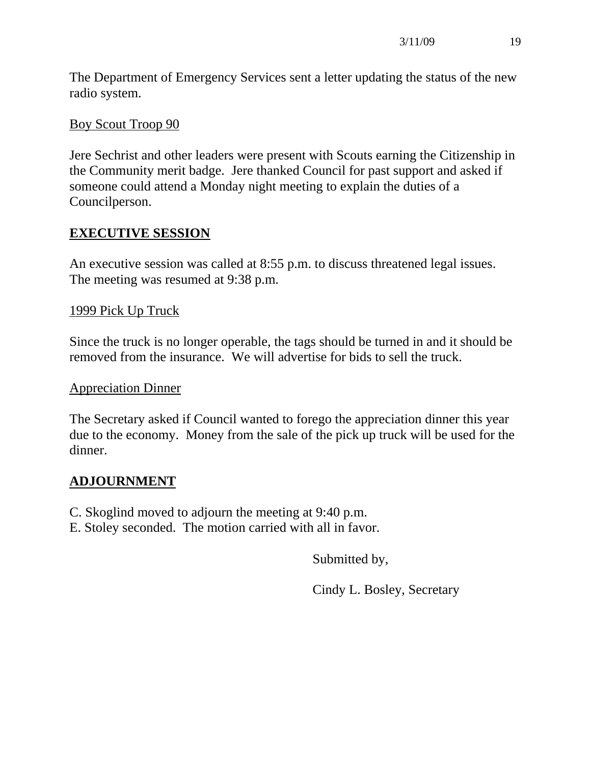The Department of Emergency Services sent a letter updating the status of the new radio system.

Boy Scout Troop 90

Jere Sechrist and other leaders were present with Scouts earning the Citizenship in the Community merit badge. Jere thanked Council for past support and asked if someone could attend a Monday night meeting to explain the duties of a Councilperson.

## EXECUTIVE SESSION

An executive session was called at 8:55 p.m. to discuss threatened legal issues. The meeting was resumed at 9:38 p.m.

1999 Pick Up Truck

Since the truck is no longer operable, the tags should be turned in and it should be removed from the insurance. We will advertise for bids to sell the truck.

Appreciation Dinner

The Secretary asked if Council wanted to forego the appreciation dinner this year due to the economy. Money from the sale of the pick up truck will be used for the dinner.

## ADJOURNMENT

C. Skoglind moved to adjourn the meeting at 9:40 p.m.
E. Stoley seconded. The motion carried with all in favor.

Submitted by,

Cindy L. Bosley, Secretary